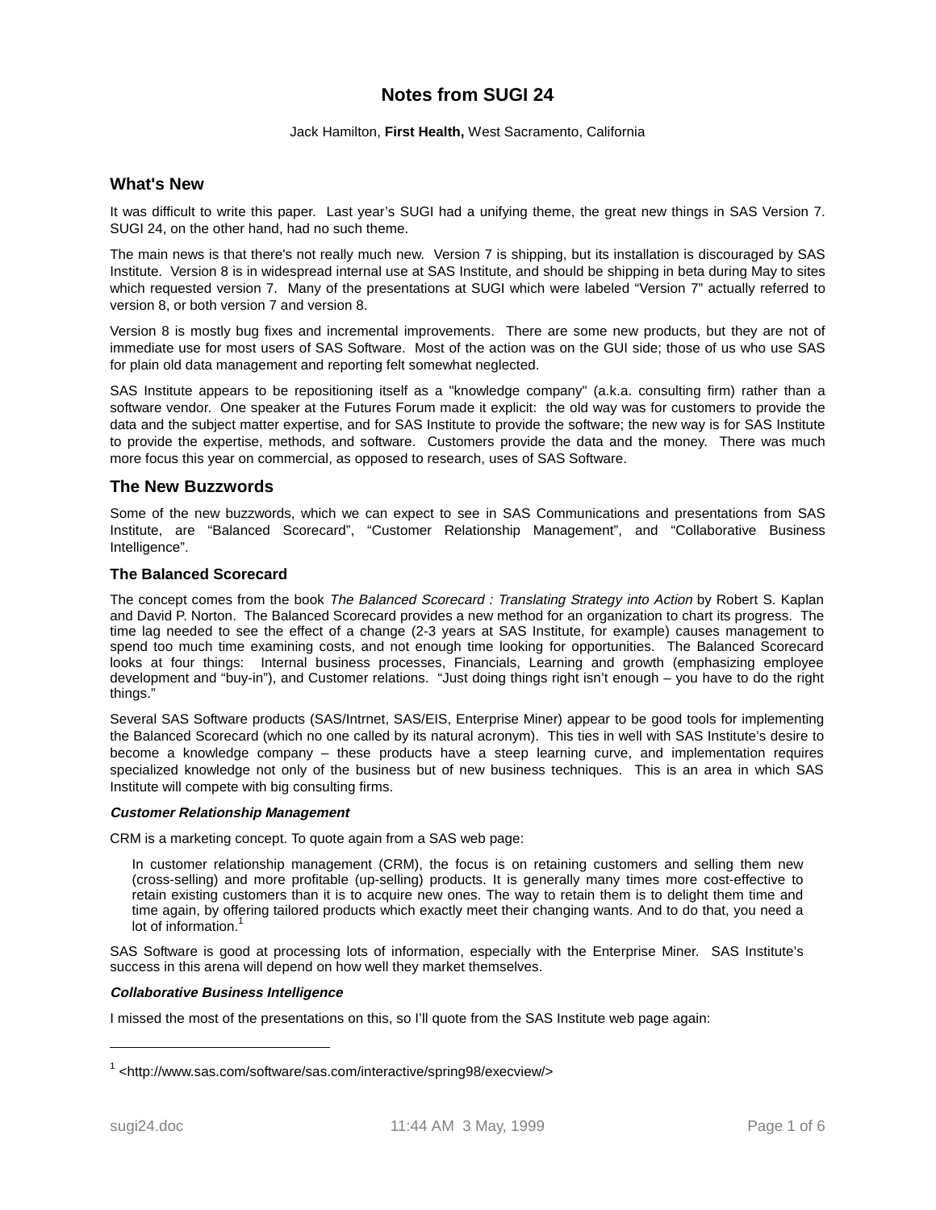# Notes from SUGI 24

Jack Hamilton, **First Health,** West Sacramento, California

## What's New

It was difficult to write this paper. Last year's SUGI had a unifying theme, the great new things in SAS Version 7. SUGI 24, on the other hand, had no such theme.

The main news is that there's not really much new. Version 7 is shipping, but its installation is discouraged by SAS Institute. Version 8 is in widespread internal use at SAS Institute, and should be shipping in beta during May to sites which requested version 7. Many of the presentations at SUGI which were labeled "Version 7" actually referred to version 8, or both version 7 and version 8.

Version 8 is mostly bug fixes and incremental improvements. There are some new products, but they are not of immediate use for most users of SAS Software. Most of the action was on the GUI side; those of us who use SAS for plain old data management and reporting felt somewhat neglected.

SAS Institute appears to be repositioning itself as a "knowledge company" (a.k.a. consulting firm) rather than a software vendor. One speaker at the Futures Forum made it explicit: the old way was for customers to provide the data and the subject matter expertise, and for SAS Institute to provide the software; the new way is for SAS Institute to provide the expertise, methods, and software. Customers provide the data and the money. There was much more focus this year on commercial, as opposed to research, uses of SAS Software.

## The New Buzzwords

Some of the new buzzwords, which we can expect to see in SAS Communications and presentations from SAS Institute, are "Balanced Scorecard", "Customer Relationship Management", and "Collaborative Business Intelligence".

### The Balanced Scorecard

The concept comes from the book *The Balanced Scorecard : Translating Strategy into Action* by Robert S. Kaplan and David P. Norton. The Balanced Scorecard provides a new method for an organization to chart its progress. The time lag needed to see the effect of a change (2-3 years at SAS Institute, for example) causes management to spend too much time examining costs, and not enough time looking for opportunities. The Balanced Scorecard looks at four things: Internal business processes, Financials, Learning and growth (emphasizing employee development and "buy-in"), and Customer relations. "Just doing things right isn't enough – you have to do the right things."

Several SAS Software products (SAS/Intrnet, SAS/EIS, Enterprise Miner) appear to be good tools for implementing the Balanced Scorecard (which no one called by its natural acronym). This ties in well with SAS Institute's desire to become a knowledge company – these products have a steep learning curve, and implementation requires specialized knowledge not only of the business but of new business techniques. This is an area in which SAS Institute will compete with big consulting firms.

#### *Customer Relationship Management*

CRM is a marketing concept. To quote again from a SAS web page:

> In customer relationship management (CRM), the focus is on retaining customers and selling them new (cross-selling) and more profitable (up-selling) products. It is generally many times more cost-effective to retain existing customers than it is to acquire new ones. The way to retain them is to delight them time and time again, by offering tailored products which exactly meet their changing wants. And to do that, you need a lot of information.[1]

SAS Software is good at processing lots of information, especially with the Enterprise Miner. SAS Institute's success in this arena will depend on how well they market themselves.

#### *Collaborative Business Intelligence*

I missed the most of the presentations on this, so I'll quote from the SAS Institute web page again:

---

[1] <http://www.sas.com/software/sas.com/interactive/spring98/execview/>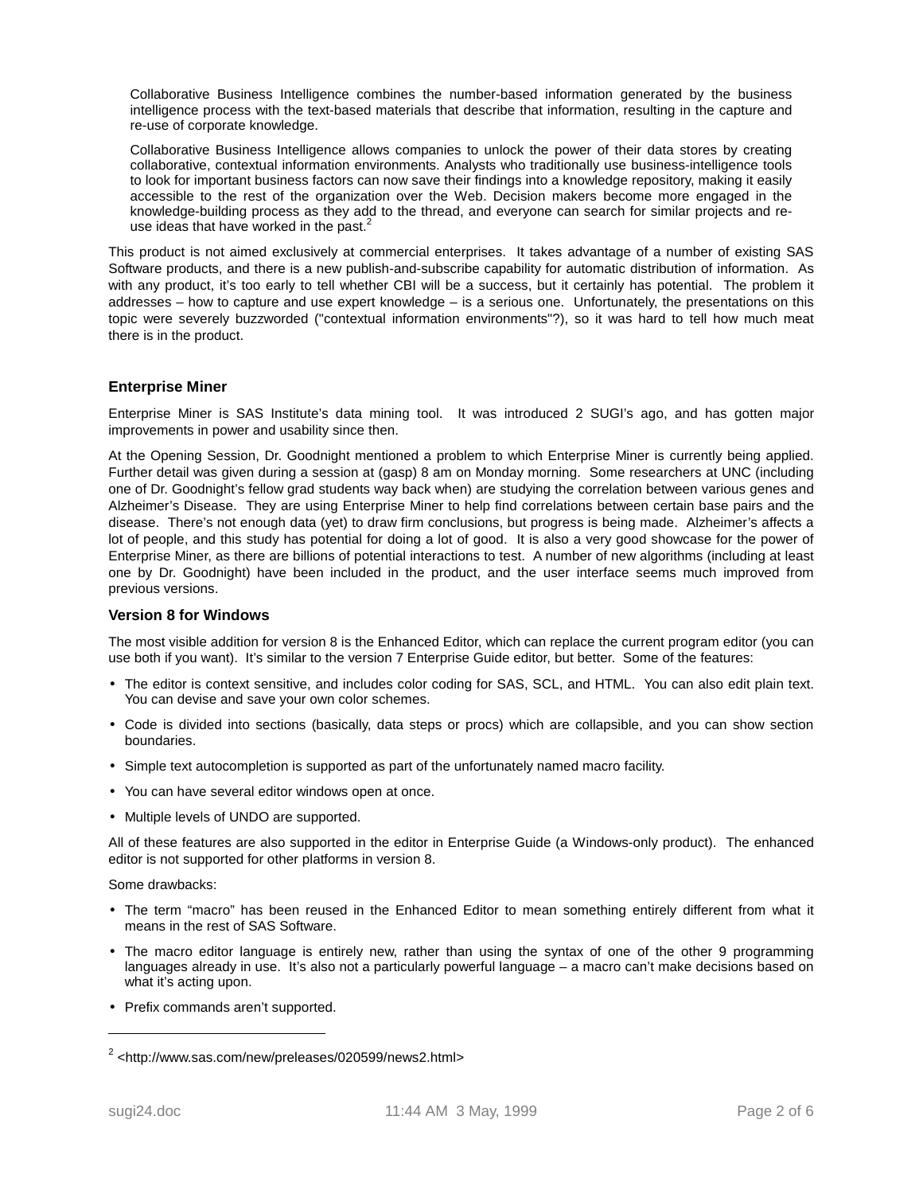> Collaborative Business Intelligence combines the number-based information generated by the business intelligence process with the text-based materials that describe that information, resulting in the capture and re-use of corporate knowledge.
>
> Collaborative Business Intelligence allows companies to unlock the power of their data stores by creating collaborative, contextual information environments. Analysts who traditionally use business-intelligence tools to look for important business factors can now save their findings into a knowledge repository, making it easily accessible to the rest of the organization over the Web. Decision makers become more engaged in the knowledge-building process as they add to the thread, and everyone can search for similar projects and re-use ideas that have worked in the past.[2]

This product is not aimed exclusively at commercial enterprises. It takes advantage of a number of existing SAS Software products, and there is a new publish-and-subscribe capability for automatic distribution of information. As with any product, it's too early to tell whether CBI will be a success, but it certainly has potential. The problem it addresses – how to capture and use expert knowledge – is a serious one. Unfortunately, the presentations on this topic were severely buzzworded ("contextual information environments"?), so it was hard to tell how much meat there is in the product.

### Enterprise Miner

Enterprise Miner is SAS Institute's data mining tool. It was introduced 2 SUGI's ago, and has gotten major improvements in power and usability since then.

At the Opening Session, Dr. Goodnight mentioned a problem to which Enterprise Miner is currently being applied. Further detail was given during a session at (gasp) 8 am on Monday morning. Some researchers at UNC (including one of Dr. Goodnight's fellow grad students way back when) are studying the correlation between various genes and Alzheimer's Disease. They are using Enterprise Miner to help find correlations between certain base pairs and the disease. There's not enough data (yet) to draw firm conclusions, but progress is being made. Alzheimer's affects a lot of people, and this study has potential for doing a lot of good. It is also a very good showcase for the power of Enterprise Miner, as there are billions of potential interactions to test. A number of new algorithms (including at least one by Dr. Goodnight) have been included in the product, and the user interface seems much improved from previous versions.

### Version 8 for Windows

The most visible addition for version 8 is the Enhanced Editor, which can replace the current program editor (you can use both if you want). It's similar to the version 7 Enterprise Guide editor, but better. Some of the features:

- The editor is context sensitive, and includes color coding for SAS, SCL, and HTML. You can also edit plain text. You can devise and save your own color schemes.
- Code is divided into sections (basically, data steps or procs) which are collapsible, and you can show section boundaries.
- Simple text autocompletion is supported as part of the unfortunately named macro facility.
- You can have several editor windows open at once.
- Multiple levels of UNDO are supported.

All of these features are also supported in the editor in Enterprise Guide (a Windows-only product). The enhanced editor is not supported for other platforms in version 8.

Some drawbacks:

- The term "macro" has been reused in the Enhanced Editor to mean something entirely different from what it means in the rest of SAS Software.
- The macro editor language is entirely new, rather than using the syntax of one of the other 9 programming languages already in use. It's also not a particularly powerful language – a macro can't make decisions based on what it's acting upon.
- Prefix commands aren't supported.

---

[2] <http://www.sas.com/new/preleases/020599/news2.html>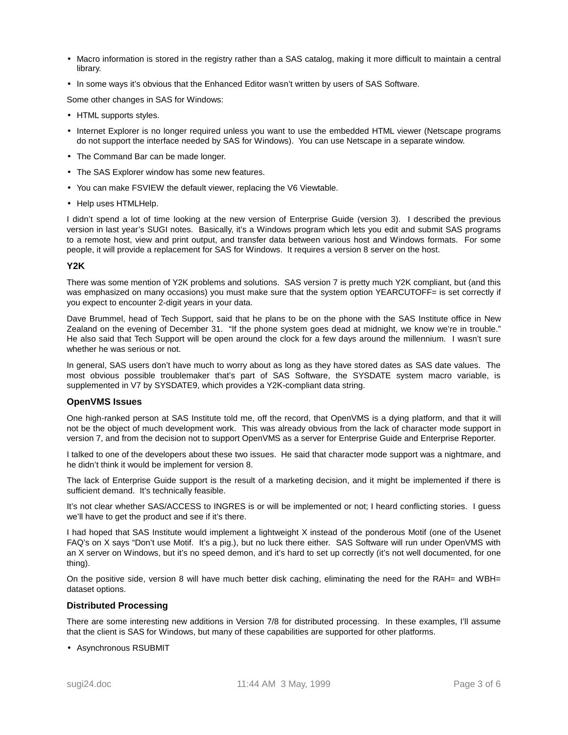- Macro information is stored in the registry rather than a SAS catalog, making it more difficult to maintain a central library.
- In some ways it's obvious that the Enhanced Editor wasn't written by users of SAS Software.

Some other changes in SAS for Windows:

- HTML supports styles.
- Internet Explorer is no longer required unless you want to use the embedded HTML viewer (Netscape programs do not support the interface needed by SAS for Windows). You can use Netscape in a separate window.
- The Command Bar can be made longer.
- The SAS Explorer window has some new features.
- You can make FSVIEW the default viewer, replacing the V6 Viewtable.
- Help uses HTMLHelp.

I didn't spend a lot of time looking at the new version of Enterprise Guide (version 3). I described the previous version in last year's SUGI notes. Basically, it's a Windows program which lets you edit and submit SAS programs to a remote host, view and print output, and transfer data between various host and Windows formats. For some people, it will provide a replacement for SAS for Windows. It requires a version 8 server on the host.

### Y2K

There was some mention of Y2K problems and solutions. SAS version 7 is pretty much Y2K compliant, but (and this was emphasized on many occasions) you must make sure that the system option YEARCUTOFF= is set correctly if you expect to encounter 2-digit years in your data.

Dave Brummel, head of Tech Support, said that he plans to be on the phone with the SAS Institute office in New Zealand on the evening of December 31. "If the phone system goes dead at midnight, we know we're in trouble." He also said that Tech Support will be open around the clock for a few days around the millennium. I wasn't sure whether he was serious or not.

In general, SAS users don't have much to worry about as long as they have stored dates as SAS date values. The most obvious possible troublemaker that's part of SAS Software, the SYSDATE system macro variable, is supplemented in V7 by SYSDATE9, which provides a Y2K-compliant data string.

### OpenVMS Issues

One high-ranked person at SAS Institute told me, off the record, that OpenVMS is a dying platform, and that it will not be the object of much development work. This was already obvious from the lack of character mode support in version 7, and from the decision not to support OpenVMS as a server for Enterprise Guide and Enterprise Reporter.

I talked to one of the developers about these two issues. He said that character mode support was a nightmare, and he didn't think it would be implement for version 8.

The lack of Enterprise Guide support is the result of a marketing decision, and it might be implemented if there is sufficient demand. It's technically feasible.

It's not clear whether SAS/ACCESS to INGRES is or will be implemented or not; I heard conflicting stories. I guess we'll have to get the product and see if it's there.

I had hoped that SAS Institute would implement a lightweight X instead of the ponderous Motif (one of the Usenet FAQ's on X says "Don't use Motif. It's a pig.), but no luck there either. SAS Software will run under OpenVMS with an X server on Windows, but it's no speed demon, and it's hard to set up correctly (it's not well documented, for one thing).

On the positive side, version 8 will have much better disk caching, eliminating the need for the RAH= and WBH= dataset options.

### Distributed Processing

There are some interesting new additions in Version 7/8 for distributed processing. In these examples, I'll assume that the client is SAS for Windows, but many of these capabilities are supported for other platforms.

- Asynchronous RSUBMIT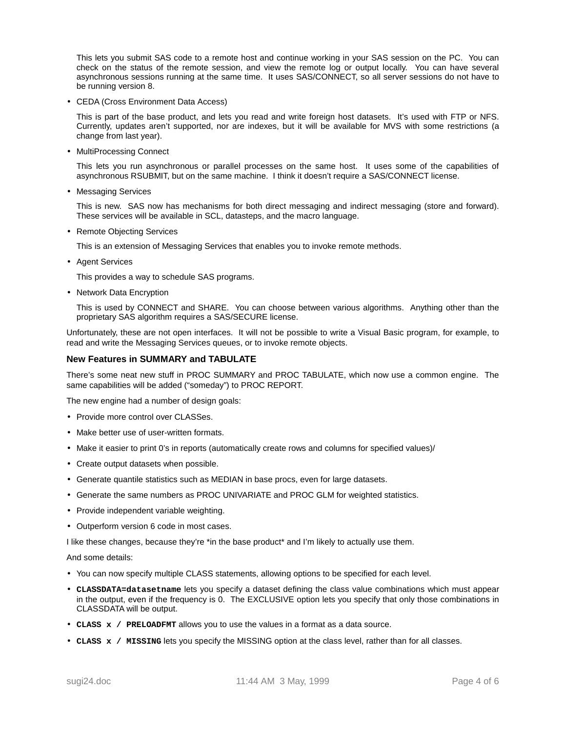This lets you submit SAS code to a remote host and continue working in your SAS session on the PC. You can check on the status of the remote session, and view the remote log or output locally. You can have several asynchronous sessions running at the same time. It uses SAS/CONNECT, so all server sessions do not have to be running version 8.

- CEDA (Cross Environment Data Access)

  This is part of the base product, and lets you read and write foreign host datasets. It's used with FTP or NFS. Currently, updates aren't supported, nor are indexes, but it will be available for MVS with some restrictions (a change from last year).

- MultiProcessing Connect

  This lets you run asynchronous or parallel processes on the same host. It uses some of the capabilities of asynchronous RSUBMIT, but on the same machine. I think it doesn't require a SAS/CONNECT license.

- Messaging Services

  This is new. SAS now has mechanisms for both direct messaging and indirect messaging (store and forward). These services will be available in SCL, datasteps, and the macro language.

- Remote Objecting Services

  This is an extension of Messaging Services that enables you to invoke remote methods.

- Agent Services

  This provides a way to schedule SAS programs.

- Network Data Encryption

  This is used by CONNECT and SHARE. You can choose between various algorithms. Anything other than the proprietary SAS algorithm requires a SAS/SECURE license.

Unfortunately, these are not open interfaces. It will not be possible to write a Visual Basic program, for example, to read and write the Messaging Services queues, or to invoke remote objects.

### New Features in SUMMARY and TABULATE

There's some neat new stuff in PROC SUMMARY and PROC TABULATE, which now use a common engine. The same capabilities will be added ("someday") to PROC REPORT.

The new engine had a number of design goals:

- Provide more control over CLASSes.
- Make better use of user-written formats.
- Make it easier to print 0's in reports (automatically create rows and columns for specified values)/
- Create output datasets when possible.
- Generate quantile statistics such as MEDIAN in base procs, even for large datasets.
- Generate the same numbers as PROC UNIVARIATE and PROC GLM for weighted statistics.
- Provide independent variable weighting.
- Outperform version 6 code in most cases.

I like these changes, because they're *in the base product* and I'm likely to actually use them.

And some details:

- You can now specify multiple CLASS statements, allowing options to be specified for each level.
- **`CLASSDATA=datasetname`** lets you specify a dataset defining the class value combinations which must appear in the output, even if the frequency is 0. The EXCLUSIVE option lets you specify that only those combinations in CLASSDATA will be output.
- **`CLASS x / PRELOADFMT`** allows you to use the values in a format as a data source.
- **`CLASS x / MISSING`** lets you specify the MISSING option at the class level, rather than for all classes.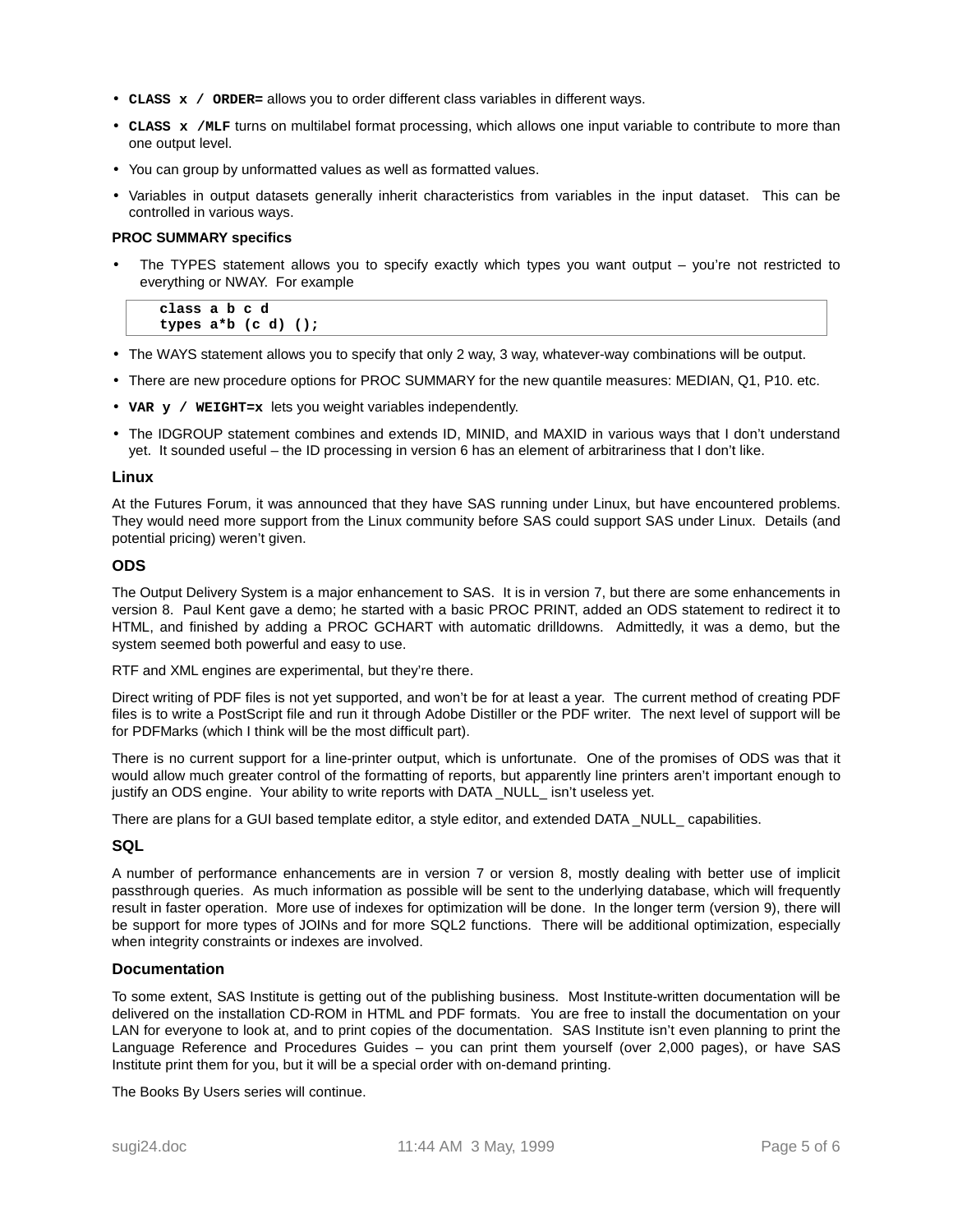- **`CLASS x / ORDER=`** allows you to order different class variables in different ways.
- **`CLASS x /MLF`** turns on multilabel format processing, which allows one input variable to contribute to more than one output level.
- You can group by unformatted values as well as formatted values.
- Variables in output datasets generally inherit characteristics from variables in the input dataset. This can be controlled in various ways.

**PROC SUMMARY specifics**

- The TYPES statement allows you to specify exactly which types you want output – you're not restricted to everything or NWAY. For example

```
class a b c d
types a*b (c d) ();
```

- The WAYS statement allows you to specify that only 2 way, 3 way, whatever-way combinations will be output.
- There are new procedure options for PROC SUMMARY for the new quantile measures: MEDIAN, Q1, P10. etc.
- **`VAR y / WEIGHT=x`** lets you weight variables independently.
- The IDGROUP statement combines and extends ID, MINID, and MAXID in various ways that I don't understand yet. It sounded useful – the ID processing in version 6 has an element of arbitrariness that I don't like.

### Linux

At the Futures Forum, it was announced that they have SAS running under Linux, but have encountered problems. They would need more support from the Linux community before SAS could support SAS under Linux. Details (and potential pricing) weren't given.

### ODS

The Output Delivery System is a major enhancement to SAS. It is in version 7, but there are some enhancements in version 8. Paul Kent gave a demo; he started with a basic PROC PRINT, added an ODS statement to redirect it to HTML, and finished by adding a PROC GCHART with automatic drilldowns. Admittedly, it was a demo, but the system seemed both powerful and easy to use.

RTF and XML engines are experimental, but they're there.

Direct writing of PDF files is not yet supported, and won't be for at least a year. The current method of creating PDF files is to write a PostScript file and run it through Adobe Distiller or the PDF writer. The next level of support will be for PDFMarks (which I think will be the most difficult part).

There is no current support for a line-printer output, which is unfortunate. One of the promises of ODS was that it would allow much greater control of the formatting of reports, but apparently line printers aren't important enough to justify an ODS engine. Your ability to write reports with DATA _NULL_ isn't useless yet.

There are plans for a GUI based template editor, a style editor, and extended DATA _NULL_ capabilities.

### SQL

A number of performance enhancements are in version 7 or version 8, mostly dealing with better use of implicit passthrough queries. As much information as possible will be sent to the underlying database, which will frequently result in faster operation. More use of indexes for optimization will be done. In the longer term (version 9), there will be support for more types of JOINs and for more SQL2 functions. There will be additional optimization, especially when integrity constraints or indexes are involved.

### Documentation

To some extent, SAS Institute is getting out of the publishing business. Most Institute-written documentation will be delivered on the installation CD-ROM in HTML and PDF formats. You are free to install the documentation on your LAN for everyone to look at, and to print copies of the documentation. SAS Institute isn't even planning to print the Language Reference and Procedures Guides – you can print them yourself (over 2,000 pages), or have SAS Institute print them for you, but it will be a special order with on-demand printing.

The Books By Users series will continue.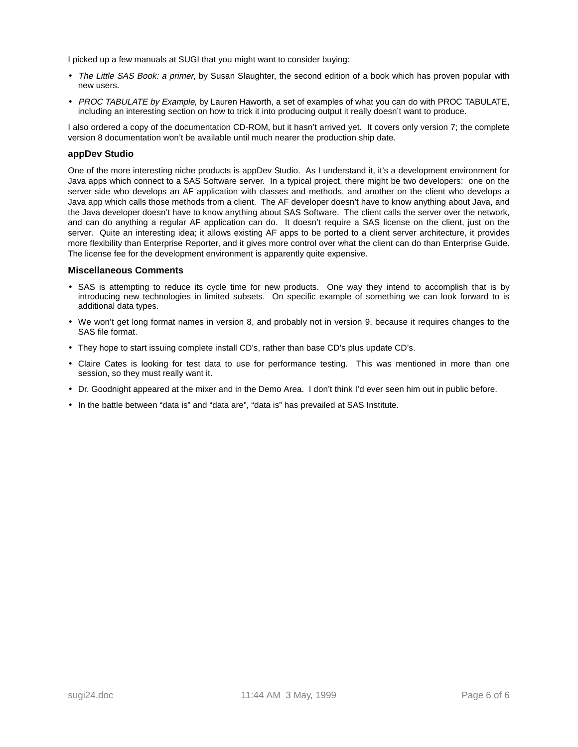I picked up a few manuals at SUGI that you might want to consider buying:

- *The Little SAS Book: a primer*, by Susan Slaughter, the second edition of a book which has proven popular with new users.
- *PROC TABULATE by Example*, by Lauren Haworth, a set of examples of what you can do with PROC TABULATE, including an interesting section on how to trick it into producing output it really doesn't want to produce.

I also ordered a copy of the documentation CD-ROM, but it hasn't arrived yet. It covers only version 7; the complete version 8 documentation won't be available until much nearer the production ship date.

### appDev Studio

One of the more interesting niche products is appDev Studio. As I understand it, it's a development environment for Java apps which connect to a SAS Software server. In a typical project, there might be two developers: one on the server side who develops an AF application with classes and methods, and another on the client who develops a Java app which calls those methods from a client. The AF developer doesn't have to know anything about Java, and the Java developer doesn't have to know anything about SAS Software. The client calls the server over the network, and can do anything a regular AF application can do. It doesn't require a SAS license on the client, just on the server. Quite an interesting idea; it allows existing AF apps to be ported to a client server architecture, it provides more flexibility than Enterprise Reporter, and it gives more control over what the client can do than Enterprise Guide. The license fee for the development environment is apparently quite expensive.

### Miscellaneous Comments

- SAS is attempting to reduce its cycle time for new products. One way they intend to accomplish that is by introducing new technologies in limited subsets. On specific example of something we can look forward to is additional data types.
- We won't get long format names in version 8, and probably not in version 9, because it requires changes to the SAS file format.
- They hope to start issuing complete install CD's, rather than base CD's plus update CD's.
- Claire Cates is looking for test data to use for performance testing. This was mentioned in more than one session, so they must really want it.
- Dr. Goodnight appeared at the mixer and in the Demo Area. I don't think I'd ever seen him out in public before.
- In the battle between "data is" and "data are", "data is" has prevailed at SAS Institute.